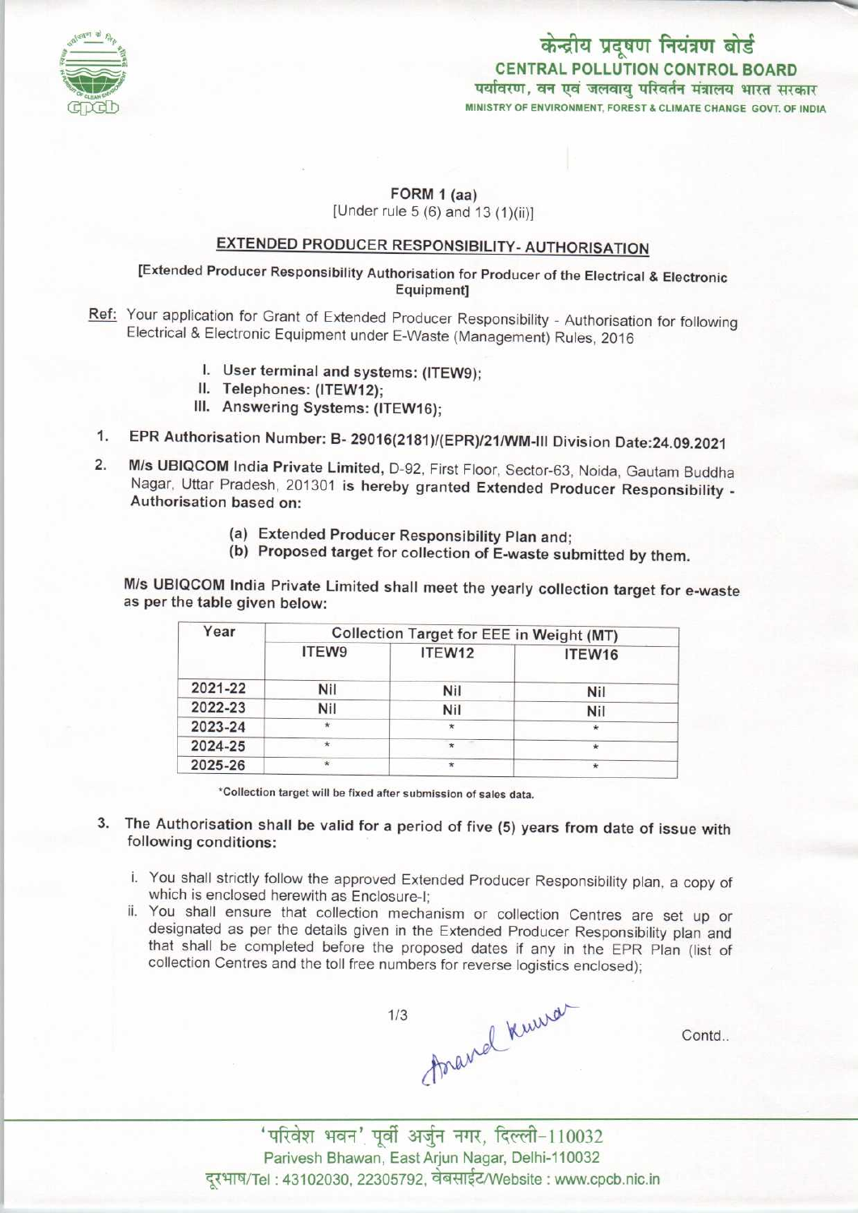केन्द्रीय प्रदूषण नियंत्रण बोर्ड
**CENTRAL POLLUTION CONTROL BOARD**
पर्यावरण, वन एवं जलवायु परिवर्तन मंत्रालय भारत सरकार
MINISTRY OF ENVIRONMENT, FOREST & CLIMATE CHANGE GOVT. OF INDIA

**FORM 1 (aa)**
[Under rule 5 (6) and 13 (1)(ii)]

## EXTENDED PRODUCER RESPONSIBILITY- AUTHORISATION

**[Extended Producer Responsibility Authorisation for Producer of the Electrical & Electronic Equipment]**

Ref: Your application for Grant of Extended Producer Responsibility - Authorisation for following Electrical & Electronic Equipment under E-Waste (Management) Rules, 2016

I. User terminal and systems: (ITEW9);
II. Telephones: (ITEW12);
III. Answering Systems: (ITEW16);

1. EPR Authorisation Number: B- 29016(2181)/(EPR)/21/WM-III Division Date:24.09.2021

2. **M/s UBIQCOM India Private Limited,** D-92, First Floor, Sector-63, Noida, Gautam Buddha Nagar, Uttar Pradesh, 201301 **is hereby granted Extended Producer Responsibility - Authorisation based on:**

   (a) Extended Producer Responsibility Plan and;
   (b) Proposed target for collection of E-waste submitted by them.

M/s UBIQCOM India Private Limited shall meet the yearly collection target for e-waste as per the table given below:

| Year | Collection Target for EEE in Weight (MT) | | |
|---|---|---|---|
| | ITEW9 | ITEW12 | ITEW16 |
| 2021-22 | Nil | Nil | Nil |
| 2022-23 | Nil | Nil | Nil |
| 2023-24 | * | * | * |
| 2024-25 | * | * | * |
| 2025-26 | * | * | * |

*Collection target will be fixed after submission of sales data.

3. The Authorisation shall be valid for a period of five (5) years from date of issue with following conditions:

   i. You shall strictly follow the approved Extended Producer Responsibility plan, a copy of which is enclosed herewith as Enclosure-I;
   ii. You shall ensure that collection mechanism or collection Centres are set up or designated as per the details given in the Extended Producer Responsibility plan and that shall be completed before the proposed dates if any in the EPR Plan (list of collection Centres and the toll free numbers for reverse logistics enclosed);

Anand Kumar

Contd..

'परिवेश भवन' पूर्वी अर्जुन नगर, दिल्ली-110032
Parivesh Bhawan, East Arjun Nagar, Delhi-110032
दूरभाष/Tel : 43102030, 22305792, वेबसाईट/Website : www.cpcb.nic.in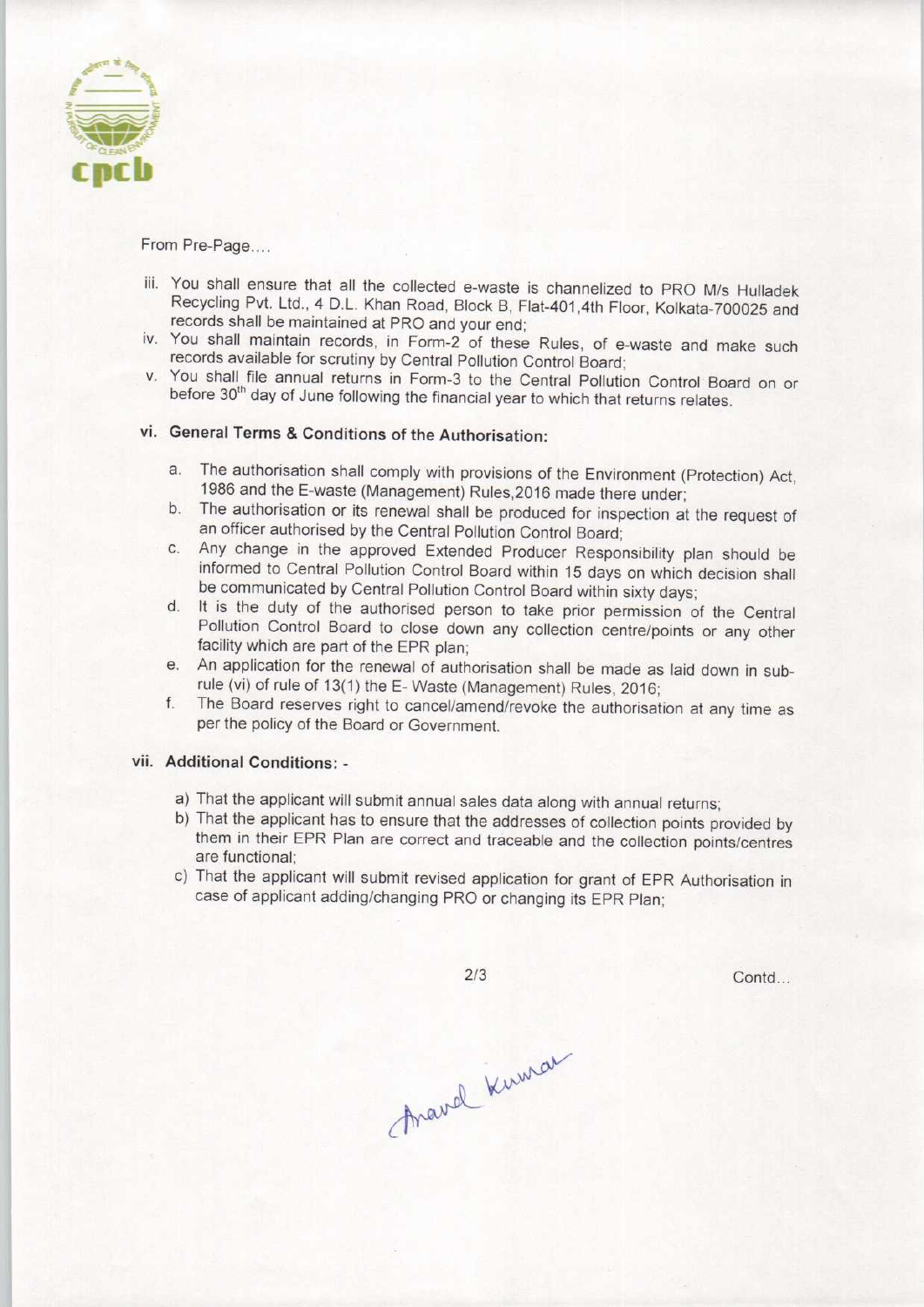From Pre-Page....

iii. You shall ensure that all the collected e-waste is channelized to PRO M/s Hulladek Recycling Pvt. Ltd., 4 D.L. Khan Road, Block B, Flat-401,4th Floor, Kolkata-700025 and records shall be maintained at PRO and your end;

iv. You shall maintain records, in Form-2 of these Rules, of e-waste and make such records available for scrutiny by Central Pollution Control Board;

v. You shall file annual returns in Form-3 to the Central Pollution Control Board on or before 30th day of June following the financial year to which that returns relates.

vi. **General Terms & Conditions of the Authorisation:**

   a. The authorisation shall comply with provisions of the Environment (Protection) Act, 1986 and the E-waste (Management) Rules,2016 made there under;

   b. The authorisation or its renewal shall be produced for inspection at the request of an officer authorised by the Central Pollution Control Board;

   c. Any change in the approved Extended Producer Responsibility plan should be informed to Central Pollution Control Board within 15 days on which decision shall be communicated by Central Pollution Control Board within sixty days;

   d. It is the duty of the authorised person to take prior permission of the Central Pollution Control Board to close down any collection centre/points or any other facility which are part of the EPR plan;

   e. An application for the renewal of authorisation shall be made as laid down in sub-rule (vi) of rule of 13(1) the E- Waste (Management) Rules, 2016;

   f. The Board reserves right to cancel/amend/revoke the authorisation at any time as per the policy of the Board or Government.

vii. **Additional Conditions: -**

   a) That the applicant will submit annual sales data along with annual returns;

   b) That the applicant has to ensure that the addresses of collection points provided by them in their EPR Plan are correct and traceable and the collection points/centres are functional;

   c) That the applicant will submit revised application for grant of EPR Authorisation in case of applicant adding/changing PRO or changing its EPR Plan;

Contd...

Anand Kumar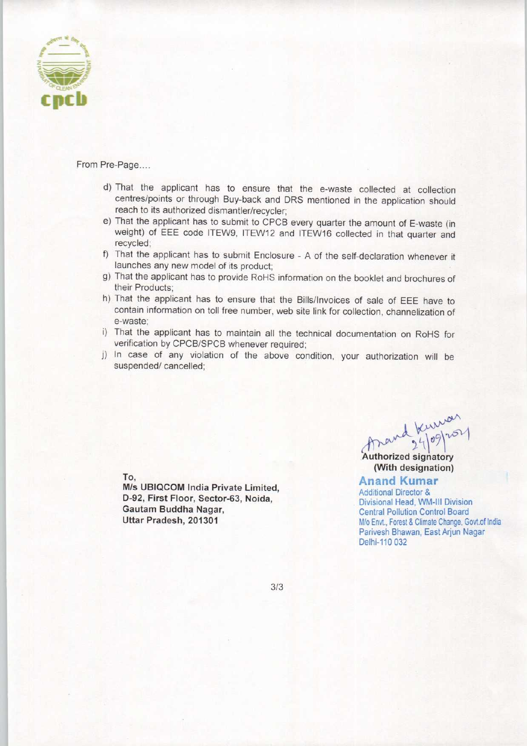From Pre-Page....

d) That the applicant has to ensure that the e-waste collected at collection centres/points or through Buy-back and DRS mentioned in the application should reach to its authorized dismantler/recycler;
e) That the applicant has to submit to CPCB every quarter the amount of E-waste (in weight) of EEE code ITEW9, ITEW12 and ITEW16 collected in that quarter and recycled;
f) That the applicant has to submit Enclosure - A of the self-declaration whenever it launches any new model of its product;
g) That the applicant has to provide RoHS information on the booklet and brochures of their Products;
h) That the applicant has to ensure that the Bills/Invoices of sale of EEE have to contain information on toll free number, web site link for collection, channelization of e-waste;
i) That the applicant has to maintain all the technical documentation on RoHS for verification by CPCB/SPCB whenever required;
j) In case of any violation of the above condition, your authorization will be suspended/ cancelled;

Anand Kumar 24/09/2021

**Authorized signatory**
**(With designation)**

**Anand Kumar**
Additional Director &
Divisional Head, WM-III Division
Central Pollution Control Board
M/o Envt., Forest & Climate Change, Govt.of India
Parivesh Bhawan, East Arjun Nagar
Delhi-110 032

**To,**
**M/s UBIQCOM India Private Limited,**
**D-92, First Floor, Sector-63, Noida,**
**Gautam Buddha Nagar,**
**Uttar Pradesh, 201301**